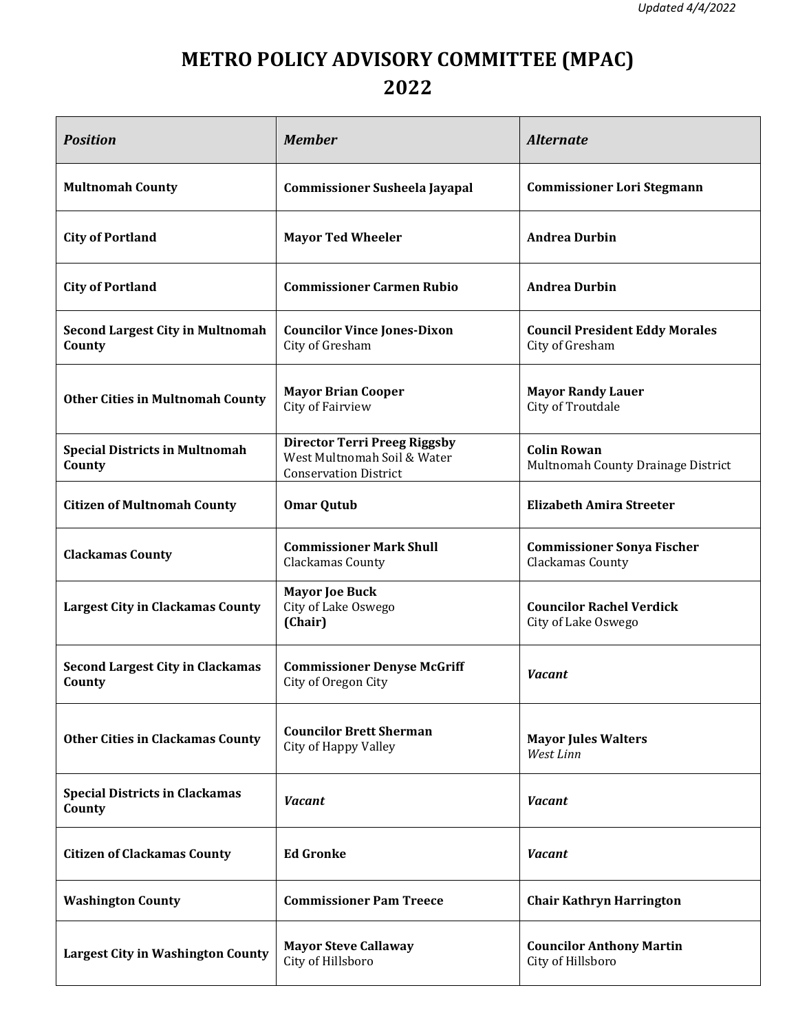*Updated 4/4/2022*

# METRO POLICY ADVISORY COMMITTEE (MPAC)
# 2022

| ***Position*** | ***Member*** | ***Alternate*** |
|---|---|---|
| **Multnomah County** | **Commissioner Susheela Jayapal** | **Commissioner Lori Stegmann** |
| **City of Portland** | **Mayor Ted Wheeler** | **Andrea Durbin** |
| **City of Portland** | **Commissioner Carmen Rubio** | **Andrea Durbin** |
| **Second Largest City in Multnomah County** | **Councilor Vince Jones-Dixon**<br>City of Gresham | **Council President Eddy Morales**<br>City of Gresham |
| **Other Cities in Multnomah County** | **Mayor Brian Cooper**<br>City of Fairview | **Mayor Randy Lauer**<br>City of Troutdale |
| **Special Districts in Multnomah County** | **Director Terri Preeg Riggsby**<br>West Multnomah Soil & Water Conservation District | **Colin Rowan**<br>Multnomah County Drainage District |
| **Citizen of Multnomah County** | **Omar Qutub** | **Elizabeth Amira Streeter** |
| **Clackamas County** | **Commissioner Mark Shull**<br>Clackamas County | **Commissioner Sonya Fischer**<br>Clackamas County |
| **Largest City in Clackamas County** | **Mayor Joe Buck**<br>City of Lake Oswego<br>**(Chair)** | **Councilor Rachel Verdick**<br>City of Lake Oswego |
| **Second Largest City in Clackamas County** | **Commissioner Denyse McGriff**<br>City of Oregon City | ***Vacant*** |
| **Other Cities in Clackamas County** | **Councilor Brett Sherman**<br>City of Happy Valley | **Mayor Jules Walters**<br>*West Linn* |
| **Special Districts in Clackamas County** | ***Vacant*** | ***Vacant*** |
| **Citizen of Clackamas County** | **Ed Gronke** | ***Vacant*** |
| **Washington County** | **Commissioner Pam Treece** | **Chair Kathryn Harrington** |
| **Largest City in Washington County** | **Mayor Steve Callaway**<br>City of Hillsboro | **Councilor Anthony Martin**<br>City of Hillsboro |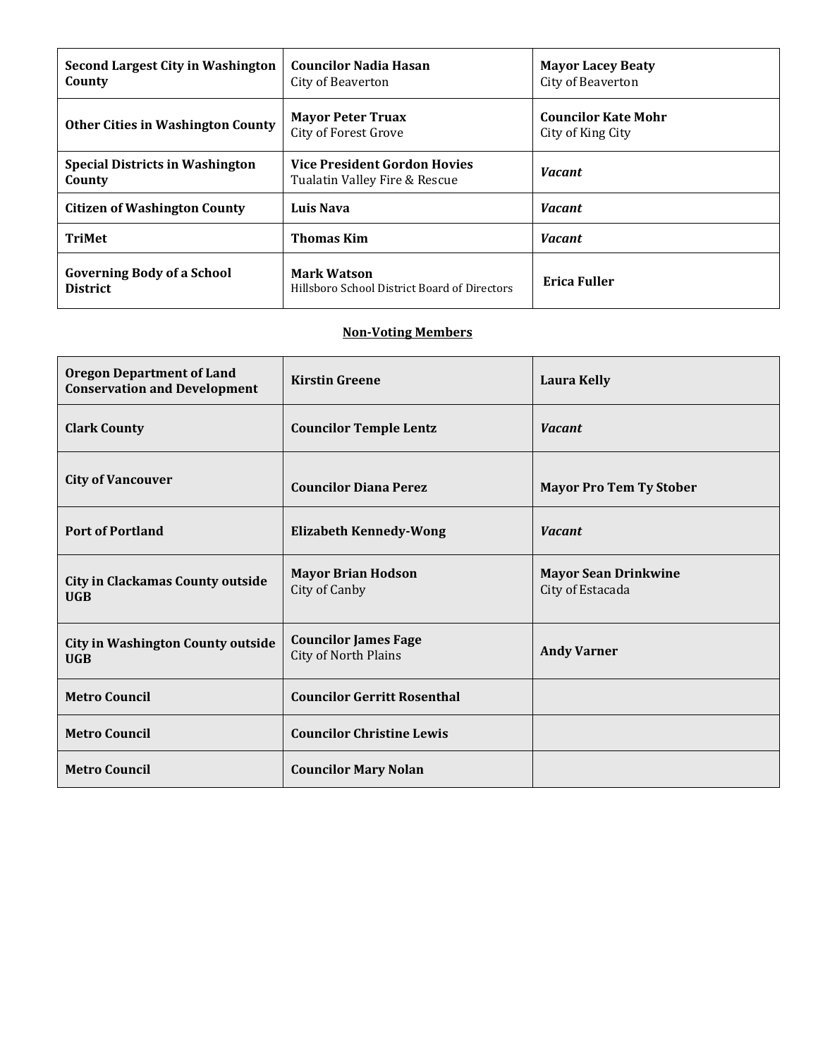| | | |
|---|---|---|
| **Second Largest City in Washington County** | **Councilor Nadia Hasan**<br>City of Beaverton | **Mayor Lacey Beaty**<br>City of Beaverton |
| **Other Cities in Washington County** | **Mayor Peter Truax**<br>City of Forest Grove | **Councilor Kate Mohr**<br>City of King City |
| **Special Districts in Washington County** | **Vice President Gordon Hovies**<br>Tualatin Valley Fire & Rescue | ***Vacant*** |
| **Citizen of Washington County** | **Luis Nava** | ***Vacant*** |
| **TriMet** | **Thomas Kim** | ***Vacant*** |
| **Governing Body of a School District** | **Mark Watson**<br>Hillsboro School District Board of Directors | **Erica Fuller** |

**Non-Voting Members**

| | | |
|---|---|---|
| **Oregon Department of Land Conservation and Development** | **Kirstin Greene** | **Laura Kelly** |
| **Clark County** | **Councilor Temple Lentz** | ***Vacant*** |
| **City of Vancouver** | **Councilor Diana Perez** | **Mayor Pro Tem Ty Stober** |
| **Port of Portland** | **Elizabeth Kennedy-Wong** | ***Vacant*** |
| **City in Clackamas County outside UGB** | **Mayor Brian Hodson**<br>City of Canby | **Mayor Sean Drinkwine**<br>City of Estacada |
| **City in Washington County outside UGB** | **Councilor James Fage**<br>City of North Plains | **Andy Varner** |
| **Metro Council** | **Councilor Gerritt Rosenthal** | |
| **Metro Council** | **Councilor Christine Lewis** | |
| **Metro Council** | **Councilor Mary Nolan** | |